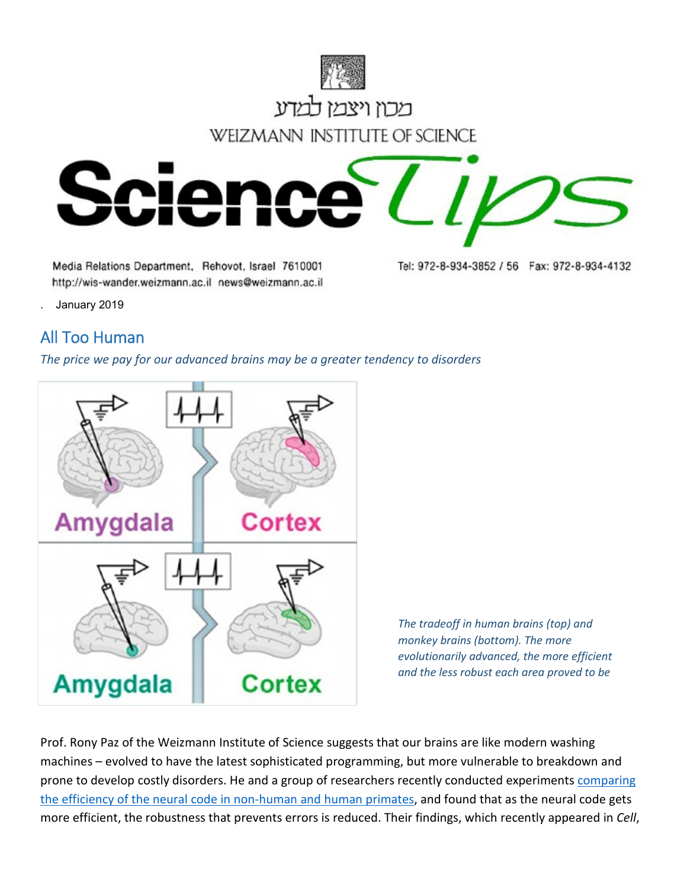מכון ויצמן למדע

WEIZMANN INSTITUTE OF SCIENCE

# Science Tips

Media Relations Department, Rehovot, Israel 7610001
http://wis-wander.weizmann.ac.il news@weizmann.ac.il

Tel: 972-8-934-3852 / 56 Fax: 972-8-934-4132

. January 2019

## All Too Human

*The price we pay for our advanced brains may be a greater tendency to disorders*

*The tradeoff in human brains (top) and monkey brains (bottom). The more evolutionarily advanced, the more efficient and the less robust each area proved to be*

Prof. Rony Paz of the Weizmann Institute of Science suggests that our brains are like modern washing machines – evolved to have the latest sophisticated programming, but more vulnerable to breakdown and prone to develop costly disorders. He and a group of researchers recently conducted experiments comparing the efficiency of the neural code in non-human and human primates, and found that as the neural code gets more efficient, the robustness that prevents errors is reduced. Their findings, which recently appeared in *Cell*,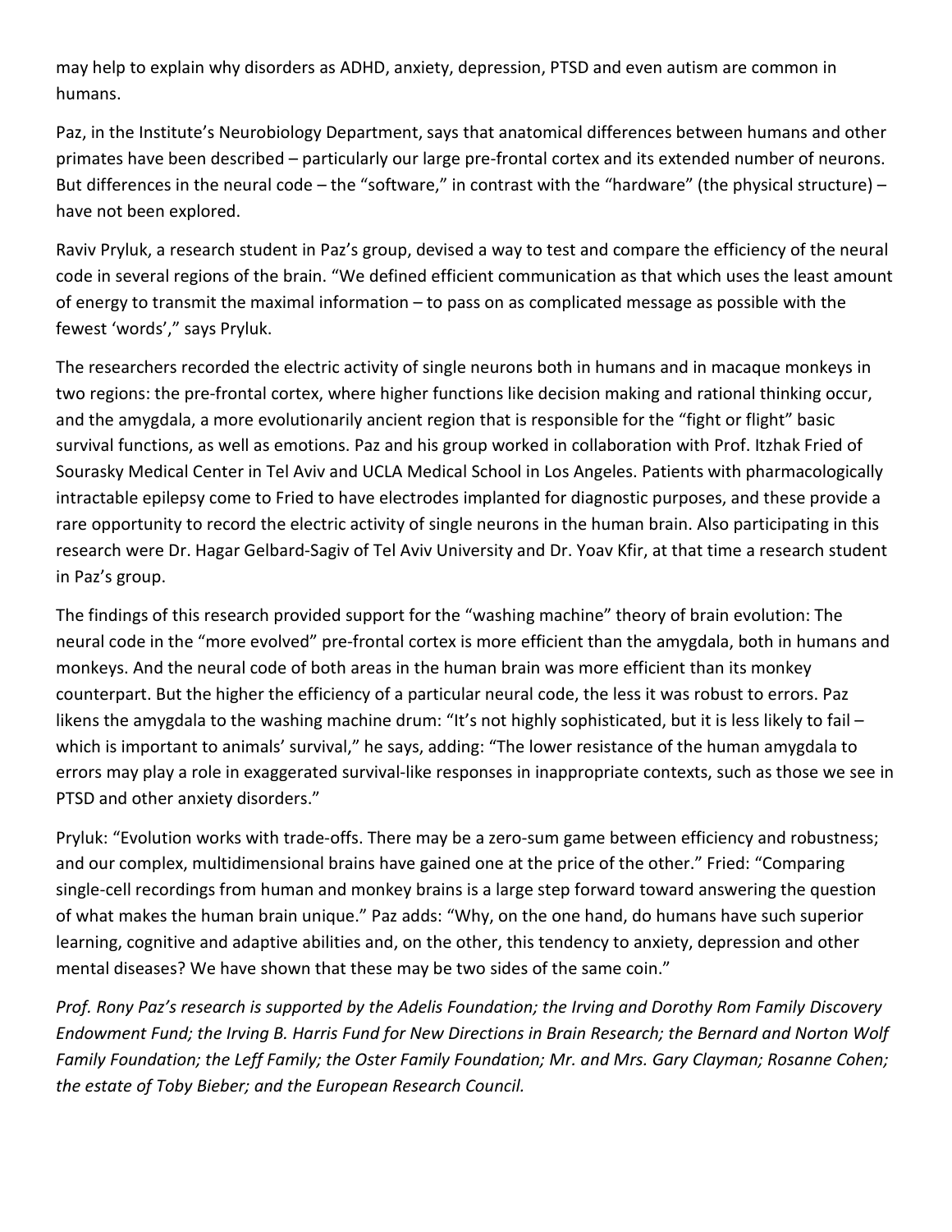may help to explain why disorders as ADHD, anxiety, depression, PTSD and even autism are common in humans.

Paz, in the Institute's Neurobiology Department, says that anatomical differences between humans and other primates have been described – particularly our large pre-frontal cortex and its extended number of neurons. But differences in the neural code – the "software," in contrast with the "hardware" (the physical structure) – have not been explored.

Raviv Pryluk, a research student in Paz's group, devised a way to test and compare the efficiency of the neural code in several regions of the brain. "We defined efficient communication as that which uses the least amount of energy to transmit the maximal information – to pass on as complicated message as possible with the fewest 'words'," says Pryluk.

The researchers recorded the electric activity of single neurons both in humans and in macaque monkeys in two regions: the pre-frontal cortex, where higher functions like decision making and rational thinking occur, and the amygdala, a more evolutionarily ancient region that is responsible for the "fight or flight" basic survival functions, as well as emotions. Paz and his group worked in collaboration with Prof. Itzhak Fried of Sourasky Medical Center in Tel Aviv and UCLA Medical School in Los Angeles. Patients with pharmacologically intractable epilepsy come to Fried to have electrodes implanted for diagnostic purposes, and these provide a rare opportunity to record the electric activity of single neurons in the human brain. Also participating in this research were Dr. Hagar Gelbard-Sagiv of Tel Aviv University and Dr. Yoav Kfir, at that time a research student in Paz's group.

The findings of this research provided support for the "washing machine" theory of brain evolution: The neural code in the "more evolved" pre-frontal cortex is more efficient than the amygdala, both in humans and monkeys. And the neural code of both areas in the human brain was more efficient than its monkey counterpart. But the higher the efficiency of a particular neural code, the less it was robust to errors. Paz likens the amygdala to the washing machine drum: "It's not highly sophisticated, but it is less likely to fail – which is important to animals' survival," he says, adding: "The lower resistance of the human amygdala to errors may play a role in exaggerated survival-like responses in inappropriate contexts, such as those we see in PTSD and other anxiety disorders."

Pryluk: "Evolution works with trade-offs. There may be a zero-sum game between efficiency and robustness; and our complex, multidimensional brains have gained one at the price of the other." Fried: "Comparing single-cell recordings from human and monkey brains is a large step forward toward answering the question of what makes the human brain unique." Paz adds: "Why, on the one hand, do humans have such superior learning, cognitive and adaptive abilities and, on the other, this tendency to anxiety, depression and other mental diseases? We have shown that these may be two sides of the same coin."

*Prof. Rony Paz's research is supported by the Adelis Foundation; the Irving and Dorothy Rom Family Discovery Endowment Fund; the Irving B. Harris Fund for New Directions in Brain Research; the Bernard and Norton Wolf Family Foundation; the Leff Family; the Oster Family Foundation; Mr. and Mrs. Gary Clayman; Rosanne Cohen; the estate of Toby Bieber; and the European Research Council.*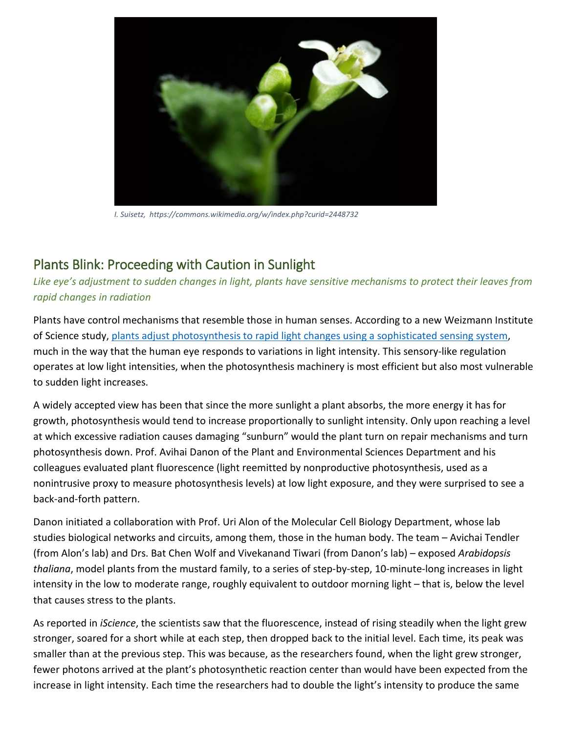I. Suisetz, https://commons.wikimedia.org/w/index.php?curid=2448732

## Plants Blink: Proceeding with Caution in Sunlight

*Like eye's adjustment to sudden changes in light, plants have sensitive mechanisms to protect their leaves from rapid changes in radiation*

Plants have control mechanisms that resemble those in human senses. According to a new Weizmann Institute of Science study, [plants adjust photosynthesis to rapid light changes using a sophisticated sensing system](), much in the way that the human eye responds to variations in light intensity. This sensory-like regulation operates at low light intensities, when the photosynthesis machinery is most efficient but also most vulnerable to sudden light increases.

A widely accepted view has been that since the more sunlight a plant absorbs, the more energy it has for growth, photosynthesis would tend to increase proportionally to sunlight intensity. Only upon reaching a level at which excessive radiation causes damaging "sunburn" would the plant turn on repair mechanisms and turn photosynthesis down. Prof. Avihai Danon of the Plant and Environmental Sciences Department and his colleagues evaluated plant fluorescence (light reemitted by nonproductive photosynthesis, used as a nonintrusive proxy to measure photosynthesis levels) at low light exposure, and they were surprised to see a back-and-forth pattern.

Danon initiated a collaboration with Prof. Uri Alon of the Molecular Cell Biology Department, whose lab studies biological networks and circuits, among them, those in the human body. The team – Avichai Tendler (from Alon's lab) and Drs. Bat Chen Wolf and Vivekanand Tiwari (from Danon's lab) – exposed *Arabidopsis thaliana*, model plants from the mustard family, to a series of step-by-step, 10-minute-long increases in light intensity in the low to moderate range, roughly equivalent to outdoor morning light – that is, below the level that causes stress to the plants.

As reported in *iScience*, the scientists saw that the fluorescence, instead of rising steadily when the light grew stronger, soared for a short while at each step, then dropped back to the initial level. Each time, its peak was smaller than at the previous step. This was because, as the researchers found, when the light grew stronger, fewer photons arrived at the plant's photosynthetic reaction center than would have been expected from the increase in light intensity. Each time the researchers had to double the light's intensity to produce the same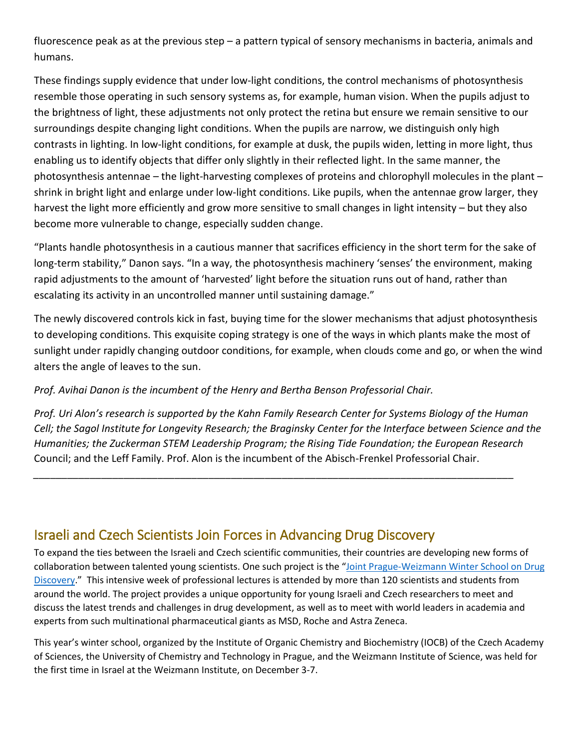fluorescence peak as at the previous step – a pattern typical of sensory mechanisms in bacteria, animals and humans.

These findings supply evidence that under low-light conditions, the control mechanisms of photosynthesis resemble those operating in such sensory systems as, for example, human vision. When the pupils adjust to the brightness of light, these adjustments not only protect the retina but ensure we remain sensitive to our surroundings despite changing light conditions. When the pupils are narrow, we distinguish only high contrasts in lighting. In low-light conditions, for example at dusk, the pupils widen, letting in more light, thus enabling us to identify objects that differ only slightly in their reflected light. In the same manner, the photosynthesis antennae – the light-harvesting complexes of proteins and chlorophyll molecules in the plant – shrink in bright light and enlarge under low-light conditions. Like pupils, when the antennae grow larger, they harvest the light more efficiently and grow more sensitive to small changes in light intensity – but they also become more vulnerable to change, especially sudden change.

"Plants handle photosynthesis in a cautious manner that sacrifices efficiency in the short term for the sake of long-term stability," Danon says. "In a way, the photosynthesis machinery 'senses' the environment, making rapid adjustments to the amount of 'harvested' light before the situation runs out of hand, rather than escalating its activity in an uncontrolled manner until sustaining damage."

The newly discovered controls kick in fast, buying time for the slower mechanisms that adjust photosynthesis to developing conditions. This exquisite coping strategy is one of the ways in which plants make the most of sunlight under rapidly changing outdoor conditions, for example, when clouds come and go, or when the wind alters the angle of leaves to the sun.

*Prof. Avihai Danon is the incumbent of the Henry and Bertha Benson Professorial Chair.*

*Prof. Uri Alon's research is supported by the Kahn Family Research Center for Systems Biology of the Human Cell; the Sagol Institute for Longevity Research; the Braginsky Center for the Interface between Science and the Humanities; the Zuckerman STEM Leadership Program; the Rising Tide Foundation; the European Research* Council; and the Leff Family. Prof. Alon is the incumbent of the Abisch-Frenkel Professorial Chair.

---

## Israeli and Czech Scientists Join Forces in Advancing Drug Discovery

To expand the ties between the Israeli and Czech scientific communities, their countries are developing new forms of collaboration between talented young scientists. One such project is the "Joint Prague-Weizmann Winter School on Drug Discovery." This intensive week of professional lectures is attended by more than 120 scientists and students from around the world. The project provides a unique opportunity for young Israeli and Czech researchers to meet and discuss the latest trends and challenges in drug development, as well as to meet with world leaders in academia and experts from such multinational pharmaceutical giants as MSD, Roche and Astra Zeneca.

This year's winter school, organized by the Institute of Organic Chemistry and Biochemistry (IOCB) of the Czech Academy of Sciences, the University of Chemistry and Technology in Prague, and the Weizmann Institute of Science, was held for the first time in Israel at the Weizmann Institute, on December 3-7.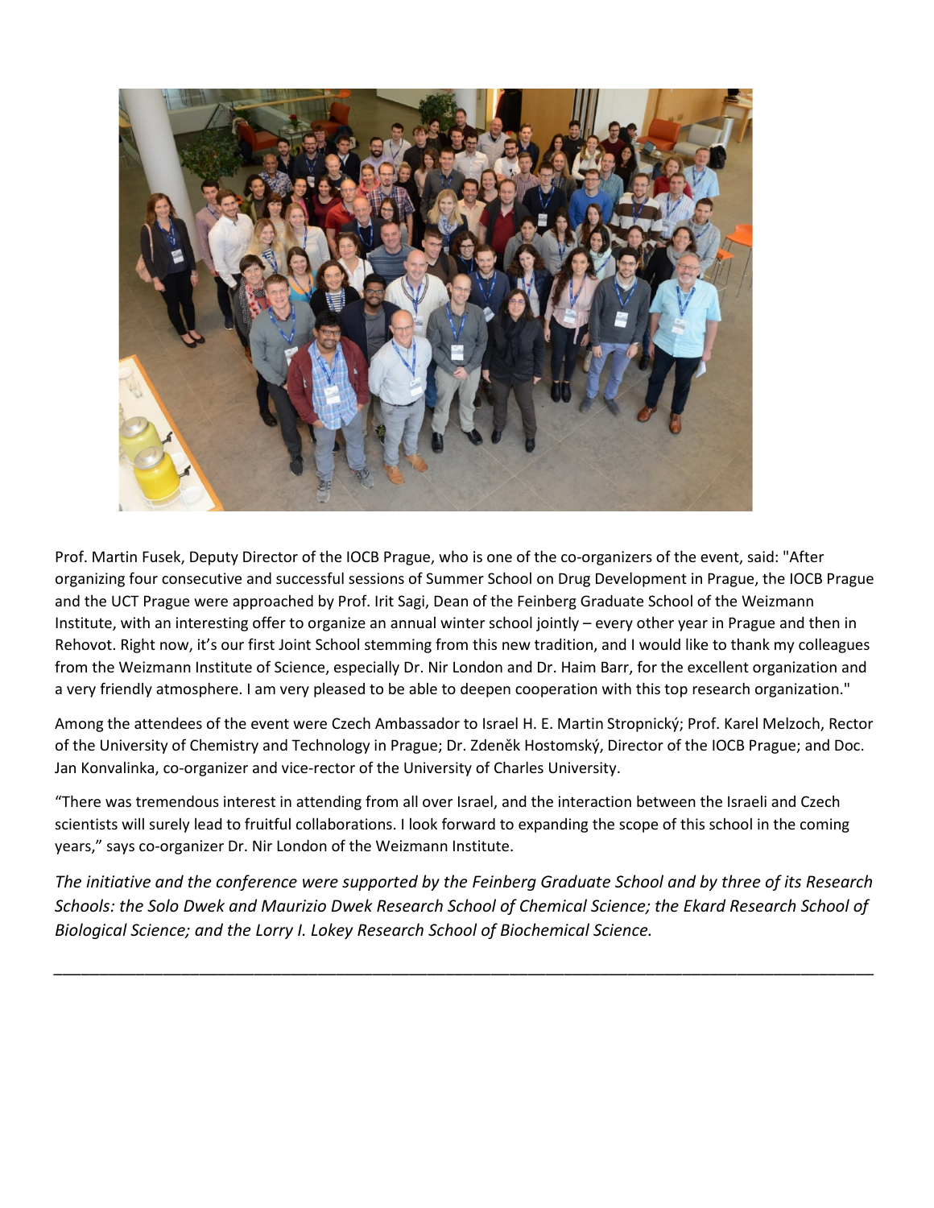Prof. Martin Fusek, Deputy Director of the IOCB Prague, who is one of the co-organizers of the event, said: "After organizing four consecutive and successful sessions of Summer School on Drug Development in Prague, the IOCB Prague and the UCT Prague were approached by Prof. Irit Sagi, Dean of the Feinberg Graduate School of the Weizmann Institute, with an interesting offer to organize an annual winter school jointly – every other year in Prague and then in Rehovot. Right now, it's our first Joint School stemming from this new tradition, and I would like to thank my colleagues from the Weizmann Institute of Science, especially Dr. Nir London and Dr. Haim Barr, for the excellent organization and a very friendly atmosphere. I am very pleased to be able to deepen cooperation with this top research organization."

Among the attendees of the event were Czech Ambassador to Israel H. E. Martin Stropnický; Prof. Karel Melzoch, Rector of the University of Chemistry and Technology in Prague; Dr. Zdeněk Hostomský, Director of the IOCB Prague; and Doc. Jan Konvalinka, co-organizer and vice-rector of the University of Charles University.

"There was tremendous interest in attending from all over Israel, and the interaction between the Israeli and Czech scientists will surely lead to fruitful collaborations. I look forward to expanding the scope of this school in the coming years," says co-organizer Dr. Nir London of the Weizmann Institute.

*The initiative and the conference were supported by the Feinberg Graduate School and by three of its Research Schools: the Solo Dwek and Maurizio Dwek Research School of Chemical Science; the Ekard Research School of Biological Science; and the Lorry I. Lokey Research School of Biochemical Science.*

---